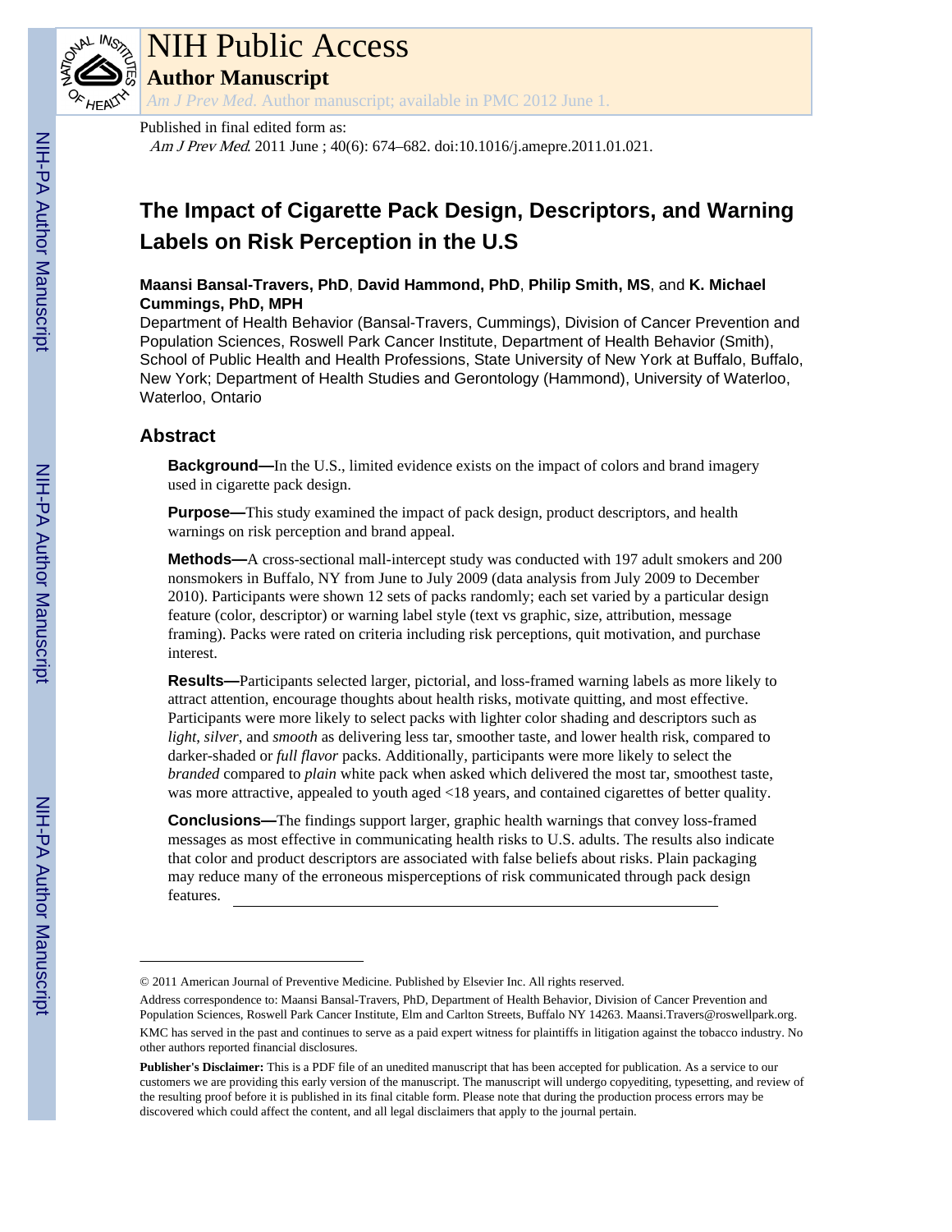# NIH Public Access

## Author Manuscript

*Am J Prev Med*. Author manuscript; available in PMC 2012 June 1.

Published in final edited form as:

*Am J Prev Med*. 2011 June ; 40(6): 674–682. doi:10.1016/j.amepre.2011.01.021.

# The Impact of Cigarette Pack Design, Descriptors, and Warning Labels on Risk Perception in the U.S

**Maansi Bansal-Travers, PhD**, **David Hammond, PhD**, **Philip Smith, MS**, and **K. Michael Cummings, PhD, MPH**

Department of Health Behavior (Bansal-Travers, Cummings), Division of Cancer Prevention and Population Sciences, Roswell Park Cancer Institute, Department of Health Behavior (Smith), School of Public Health and Health Professions, State University of New York at Buffalo, Buffalo, New York; Department of Health Studies and Gerontology (Hammond), University of Waterloo, Waterloo, Ontario

## Abstract

**Background—**In the U.S., limited evidence exists on the impact of colors and brand imagery used in cigarette pack design.

**Purpose—**This study examined the impact of pack design, product descriptors, and health warnings on risk perception and brand appeal.

**Methods—**A cross-sectional mall-intercept study was conducted with 197 adult smokers and 200 nonsmokers in Buffalo, NY from June to July 2009 (data analysis from July 2009 to December 2010). Participants were shown 12 sets of packs randomly; each set varied by a particular design feature (color, descriptor) or warning label style (text vs graphic, size, attribution, message framing). Packs were rated on criteria including risk perceptions, quit motivation, and purchase interest.

**Results—**Participants selected larger, pictorial, and loss-framed warning labels as more likely to attract attention, encourage thoughts about health risks, motivate quitting, and most effective. Participants were more likely to select packs with lighter color shading and descriptors such as *light*, *silver*, and *smooth* as delivering less tar, smoother taste, and lower health risk, compared to darker-shaded or *full flavor* packs. Additionally, participants were more likely to select the *branded* compared to *plain* white pack when asked which delivered the most tar, smoothest taste, was more attractive, appealed to youth aged <18 years, and contained cigarettes of better quality.

**Conclusions—**The findings support larger, graphic health warnings that convey loss-framed messages as most effective in communicating health risks to U.S. adults. The results also indicate that color and product descriptors are associated with false beliefs about risks. Plain packaging may reduce many of the erroneous misperceptions of risk communicated through pack design features.

---

© 2011 American Journal of Preventive Medicine. Published by Elsevier Inc. All rights reserved.

Address correspondence to: Maansi Bansal-Travers, PhD, Department of Health Behavior, Division of Cancer Prevention and Population Sciences, Roswell Park Cancer Institute, Elm and Carlton Streets, Buffalo NY 14263. Maansi.Travers@roswellpark.org.

KMC has served in the past and continues to serve as a paid expert witness for plaintiffs in litigation against the tobacco industry. No other authors reported financial disclosures.

**Publisher's Disclaimer:** This is a PDF file of an unedited manuscript that has been accepted for publication. As a service to our customers we are providing this early version of the manuscript. The manuscript will undergo copyediting, typesetting, and review of the resulting proof before it is published in its final citable form. Please note that during the production process errors may be discovered which could affect the content, and all legal disclaimers that apply to the journal pertain.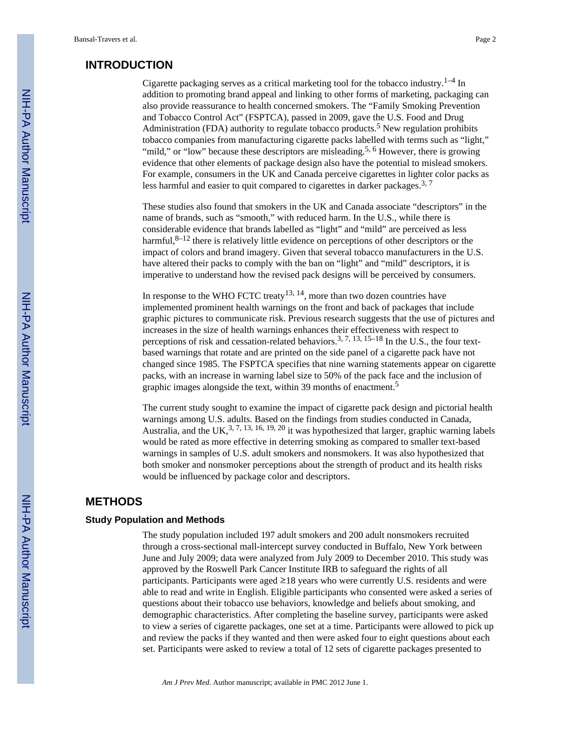## INTRODUCTION

Cigarette packaging serves as a critical marketing tool for the tobacco industry.[1–4] In addition to promoting brand appeal and linking to other forms of marketing, packaging can also provide reassurance to health concerned smokers. The "Family Smoking Prevention and Tobacco Control Act" (FSPTCA), passed in 2009, gave the U.S. Food and Drug Administration (FDA) authority to regulate tobacco products.[5] New regulation prohibits tobacco companies from manufacturing cigarette packs labelled with terms such as "light," "mild," or "low" because these descriptors are misleading.[5, 6] However, there is growing evidence that other elements of package design also have the potential to mislead smokers. For example, consumers in the UK and Canada perceive cigarettes in lighter color packs as less harmful and easier to quit compared to cigarettes in darker packages.[3, 7]

These studies also found that smokers in the UK and Canada associate "descriptors" in the name of brands, such as "smooth," with reduced harm. In the U.S., while there is considerable evidence that brands labelled as "light" and "mild" are perceived as less harmful,[8–12] there is relatively little evidence on perceptions of other descriptors or the impact of colors and brand imagery. Given that several tobacco manufacturers in the U.S. have altered their packs to comply with the ban on "light" and "mild" descriptors, it is imperative to understand how the revised pack designs will be perceived by consumers.

In response to the WHO FCTC treaty[13, 14], more than two dozen countries have implemented prominent health warnings on the front and back of packages that include graphic pictures to communicate risk. Previous research suggests that the use of pictures and increases in the size of health warnings enhances their effectiveness with respect to perceptions of risk and cessation-related behaviors.[3, 7, 13, 15–18] In the U.S., the four text-based warnings that rotate and are printed on the side panel of a cigarette pack have not changed since 1985. The FSPTCA specifies that nine warning statements appear on cigarette packs, with an increase in warning label size to 50% of the pack face and the inclusion of graphic images alongside the text, within 39 months of enactment.[5]

The current study sought to examine the impact of cigarette pack design and pictorial health warnings among U.S. adults. Based on the findings from studies conducted in Canada, Australia, and the UK,[3, 7, 13, 16, 19, 20] it was hypothesized that larger, graphic warning labels would be rated as more effective in deterring smoking as compared to smaller text-based warnings in samples of U.S. adult smokers and nonsmokers. It was also hypothesized that both smoker and nonsmoker perceptions about the strength of product and its health risks would be influenced by package color and descriptors.

## METHODS

### Study Population and Methods

The study population included 197 adult smokers and 200 adult nonsmokers recruited through a cross-sectional mall-intercept survey conducted in Buffalo, New York between June and July 2009; data were analyzed from July 2009 to December 2010. This study was approved by the Roswell Park Cancer Institute IRB to safeguard the rights of all participants. Participants were aged ≥18 years who were currently U.S. residents and were able to read and write in English. Eligible participants who consented were asked a series of questions about their tobacco use behaviors, knowledge and beliefs about smoking, and demographic characteristics. After completing the baseline survey, participants were asked to view a series of cigarette packages, one set at a time. Participants were allowed to pick up and review the packs if they wanted and then were asked four to eight questions about each set. Participants were asked to review a total of 12 sets of cigarette packages presented to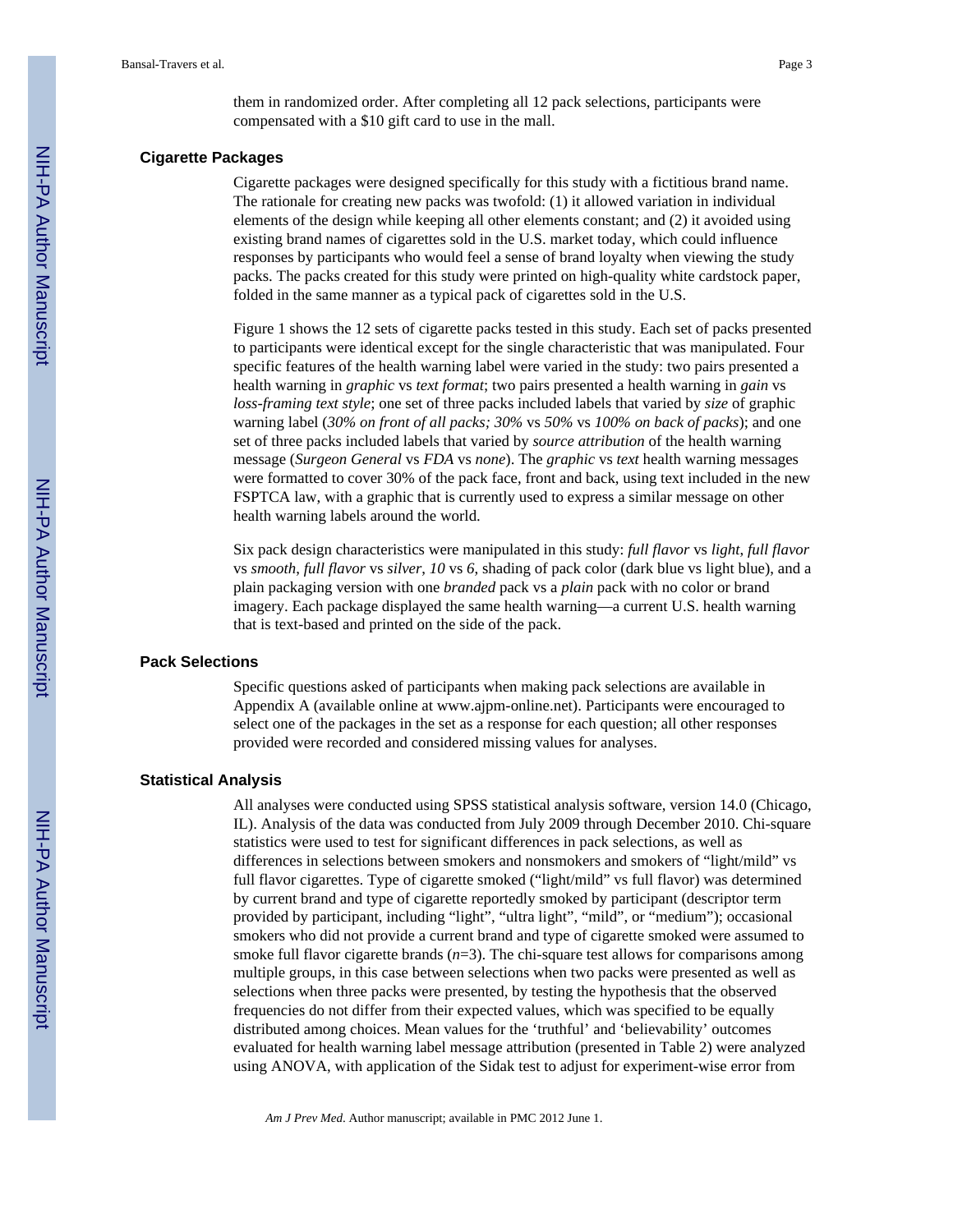them in randomized order. After completing all 12 pack selections, participants were compensated with a $10 gift card to use in the mall.

### Cigarette Packages

Cigarette packages were designed specifically for this study with a fictitious brand name. The rationale for creating new packs was twofold: (1) it allowed variation in individual elements of the design while keeping all other elements constant; and (2) it avoided using existing brand names of cigarettes sold in the U.S. market today, which could influence responses by participants who would feel a sense of brand loyalty when viewing the study packs. The packs created for this study were printed on high-quality white cardstock paper, folded in the same manner as a typical pack of cigarettes sold in the U.S.

Figure 1 shows the 12 sets of cigarette packs tested in this study. Each set of packs presented to participants were identical except for the single characteristic that was manipulated. Four specific features of the health warning label were varied in the study: two pairs presented a health warning in *graphic* vs *text format*; two pairs presented a health warning in *gain* vs *loss-framing text style*; one set of three packs included labels that varied by *size* of graphic warning label (*30% on front of all packs; 30%* vs *50%* vs *100% on back of packs*); and one set of three packs included labels that varied by *source attribution* of the health warning message (*Surgeon General* vs *FDA* vs *none*). The *graphic* vs *text* health warning messages were formatted to cover 30% of the pack face, front and back, using text included in the new FSPTCA law, with a graphic that is currently used to express a similar message on other health warning labels around the world.

Six pack design characteristics were manipulated in this study: *full flavor* vs *light*, *full flavor* vs *smooth*, *full flavor* vs *silver*, *10* vs *6*, shading of pack color (dark blue vs light blue), and a plain packaging version with one *branded* pack vs a *plain* pack with no color or brand imagery. Each package displayed the same health warning—a current U.S. health warning that is text-based and printed on the side of the pack.

### Pack Selections

Specific questions asked of participants when making pack selections are available in Appendix A (available online at www.ajpm-online.net). Participants were encouraged to select one of the packages in the set as a response for each question; all other responses provided were recorded and considered missing values for analyses.

### Statistical Analysis

All analyses were conducted using SPSS statistical analysis software, version 14.0 (Chicago, IL). Analysis of the data was conducted from July 2009 through December 2010. Chi-square statistics were used to test for significant differences in pack selections, as well as differences in selections between smokers and nonsmokers and smokers of "light/mild" vs full flavor cigarettes. Type of cigarette smoked ("light/mild" vs full flavor) was determined by current brand and type of cigarette reportedly smoked by participant (descriptor term provided by participant, including "light", "ultra light", "mild", or "medium"); occasional smokers who did not provide a current brand and type of cigarette smoked were assumed to smoke full flavor cigarette brands ($n$=3). The chi-square test allows for comparisons among multiple groups, in this case between selections when two packs were presented as well as selections when three packs were presented, by testing the hypothesis that the observed frequencies do not differ from their expected values, which was specified to be equally distributed among choices. Mean values for the 'truthful' and 'believability' outcomes evaluated for health warning label message attribution (presented in Table 2) were analyzed using ANOVA, with application of the Sidak test to adjust for experiment-wise error from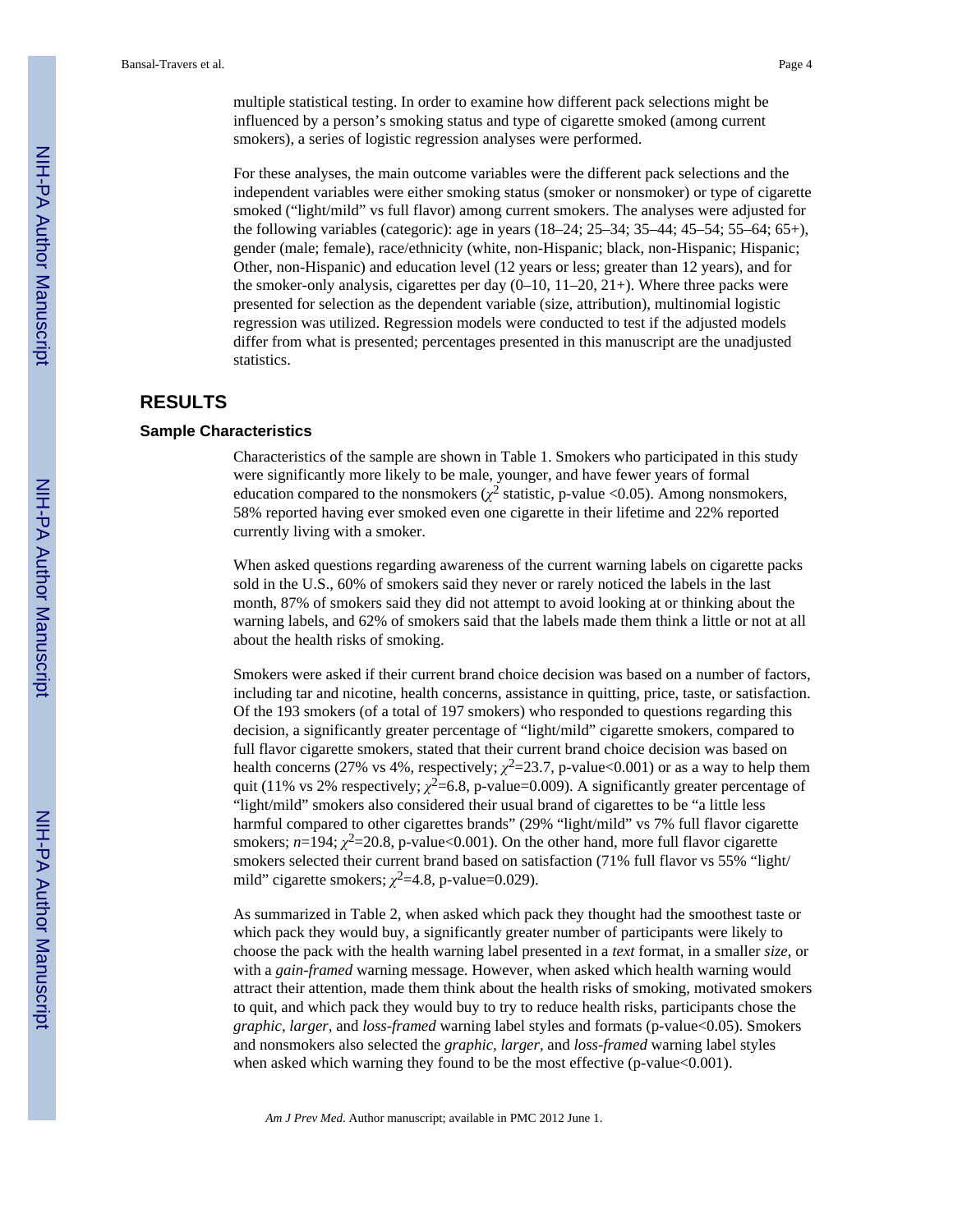multiple statistical testing. In order to examine how different pack selections might be influenced by a person's smoking status and type of cigarette smoked (among current smokers), a series of logistic regression analyses were performed.

For these analyses, the main outcome variables were the different pack selections and the independent variables were either smoking status (smoker or nonsmoker) or type of cigarette smoked ("light/mild" vs full flavor) among current smokers. The analyses were adjusted for the following variables (categoric): age in years (18–24; 25–34; 35–44; 45–54; 55–64; 65+), gender (male; female), race/ethnicity (white, non-Hispanic; black, non-Hispanic; Hispanic; Other, non-Hispanic) and education level (12 years or less; greater than 12 years), and for the smoker-only analysis, cigarettes per day (0–10, 11–20, 21+). Where three packs were presented for selection as the dependent variable (size, attribution), multinomial logistic regression was utilized. Regression models were conducted to test if the adjusted models differ from what is presented; percentages presented in this manuscript are the unadjusted statistics.

# RESULTS

## Sample Characteristics

Characteristics of the sample are shown in Table 1. Smokers who participated in this study were significantly more likely to be male, younger, and have fewer years of formal education compared to the nonsmokers ($\chi^2$ statistic, p-value <0.05). Among nonsmokers, 58% reported having ever smoked even one cigarette in their lifetime and 22% reported currently living with a smoker.

When asked questions regarding awareness of the current warning labels on cigarette packs sold in the U.S., 60% of smokers said they never or rarely noticed the labels in the last month, 87% of smokers said they did not attempt to avoid looking at or thinking about the warning labels, and 62% of smokers said that the labels made them think a little or not at all about the health risks of smoking.

Smokers were asked if their current brand choice decision was based on a number of factors, including tar and nicotine, health concerns, assistance in quitting, price, taste, or satisfaction. Of the 193 smokers (of a total of 197 smokers) who responded to questions regarding this decision, a significantly greater percentage of "light/mild" cigarette smokers, compared to full flavor cigarette smokers, stated that their current brand choice decision was based on health concerns (27% vs 4%, respectively; $\chi^2$=23.7, p-value<0.001) or as a way to help them quit (11% vs 2% respectively; $\chi^2$=6.8, p-value=0.009). A significantly greater percentage of "light/mild" smokers also considered their usual brand of cigarettes to be "a little less harmful compared to other cigarettes brands" (29% "light/mild" vs 7% full flavor cigarette smokers; $n$=194; $\chi^2$=20.8, p-value<0.001). On the other hand, more full flavor cigarette smokers selected their current brand based on satisfaction (71% full flavor vs 55% "light/mild" cigarette smokers; $\chi^2$=4.8, p-value=0.029).

As summarized in Table 2, when asked which pack they thought had the smoothest taste or which pack they would buy, a significantly greater number of participants were likely to choose the pack with the health warning label presented in a *text* format, in a smaller *size*, or with a *gain-framed* warning message. However, when asked which health warning would attract their attention, made them think about the health risks of smoking, motivated smokers to quit, and which pack they would buy to try to reduce health risks, participants chose the *graphic, larger,* and *loss-framed* warning label styles and formats (p-value<0.05). Smokers and nonsmokers also selected the *graphic, larger,* and *loss-framed* warning label styles when asked which warning they found to be the most effective (p-value<0.001).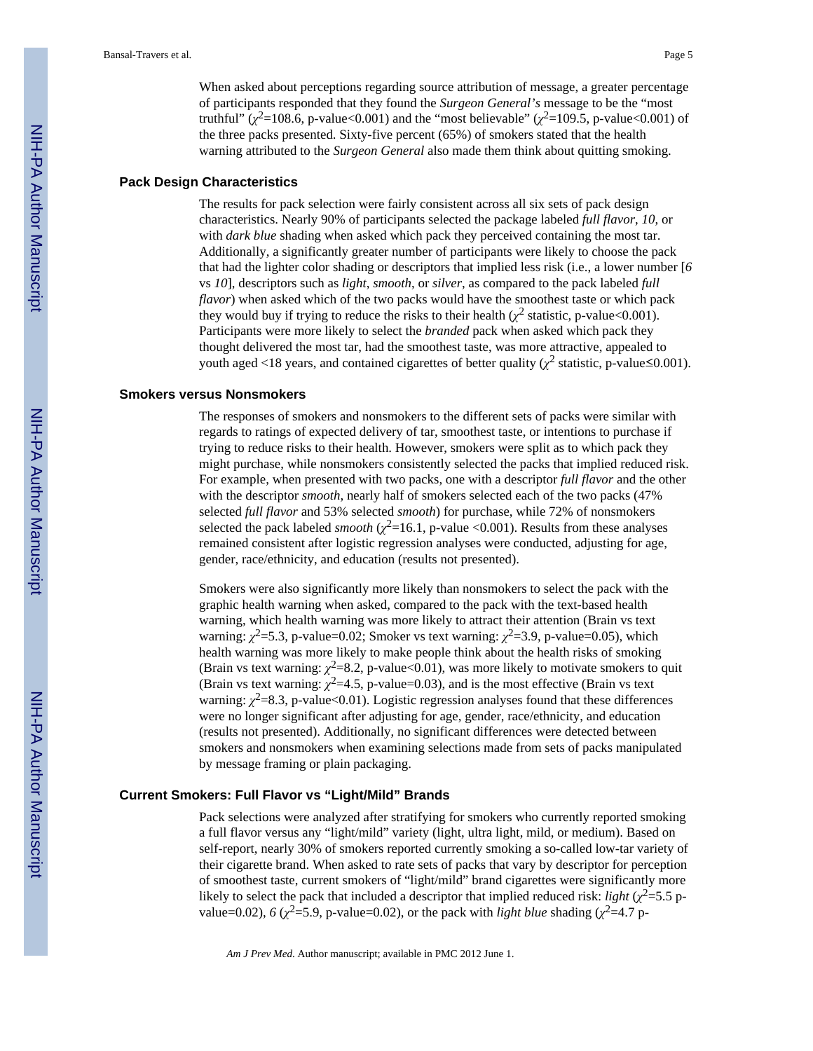When asked about perceptions regarding source attribution of message, a greater percentage of participants responded that they found the *Surgeon General's* message to be the "most truthful" ($\chi^2$=108.6, p-value<0.001) and the "most believable" ($\chi^2$=109.5, p-value<0.001) of the three packs presented. Sixty-five percent (65%) of smokers stated that the health warning attributed to the *Surgeon General* also made them think about quitting smoking.

### Pack Design Characteristics

The results for pack selection were fairly consistent across all six sets of pack design characteristics. Nearly 90% of participants selected the package labeled *full flavor*, *10*, or with *dark blue* shading when asked which pack they perceived containing the most tar. Additionally, a significantly greater number of participants were likely to choose the pack that had the lighter color shading or descriptors that implied less risk (i.e., a lower number [*6* vs *10*], descriptors such as *light*, *smooth*, or *silver*, as compared to the pack labeled *full flavor*) when asked which of the two packs would have the smoothest taste or which pack they would buy if trying to reduce the risks to their health ($\chi^2$ statistic, p-value<0.001). Participants were more likely to select the *branded* pack when asked which pack they thought delivered the most tar, had the smoothest taste, was more attractive, appealed to youth aged <18 years, and contained cigarettes of better quality ($\chi^2$ statistic, p-value≤0.001).

### Smokers versus Nonsmokers

The responses of smokers and nonsmokers to the different sets of packs were similar with regards to ratings of expected delivery of tar, smoothest taste, or intentions to purchase if trying to reduce risks to their health. However, smokers were split as to which pack they might purchase, while nonsmokers consistently selected the packs that implied reduced risk. For example, when presented with two packs, one with a descriptor *full flavor* and the other with the descriptor *smooth*, nearly half of smokers selected each of the two packs (47% selected *full flavor* and 53% selected *smooth*) for purchase, while 72% of nonsmokers selected the pack labeled *smooth* ($\chi^2$=16.1, p-value <0.001). Results from these analyses remained consistent after logistic regression analyses were conducted, adjusting for age, gender, race/ethnicity, and education (results not presented).

Smokers were also significantly more likely than nonsmokers to select the pack with the graphic health warning when asked, compared to the pack with the text-based health warning, which health warning was more likely to attract their attention (Brain vs text warning: $\chi^2$=5.3, p-value=0.02; Smoker vs text warning: $\chi^2$=3.9, p-value=0.05), which health warning was more likely to make people think about the health risks of smoking (Brain vs text warning: $\chi^2$=8.2, p-value<0.01), was more likely to motivate smokers to quit (Brain vs text warning: $\chi^2$=4.5, p-value=0.03), and is the most effective (Brain vs text warning: $\chi^2$=8.3, p-value<0.01). Logistic regression analyses found that these differences were no longer significant after adjusting for age, gender, race/ethnicity, and education (results not presented). Additionally, no significant differences were detected between smokers and nonsmokers when examining selections made from sets of packs manipulated by message framing or plain packaging.

### Current Smokers: Full Flavor vs "Light/Mild" Brands

Pack selections were analyzed after stratifying for smokers who currently reported smoking a full flavor versus any "light/mild" variety (light, ultra light, mild, or medium). Based on self-report, nearly 30% of smokers reported currently smoking a so-called low-tar variety of their cigarette brand. When asked to rate sets of packs that vary by descriptor for perception of smoothest taste, current smokers of "light/mild" brand cigarettes were significantly more likely to select the pack that included a descriptor that implied reduced risk: *light* ($\chi^2$=5.5 p-value=0.02), *6* ($\chi^2$=5.9, p-value=0.02), or the pack with *light blue* shading ($\chi^2$=4.7 p-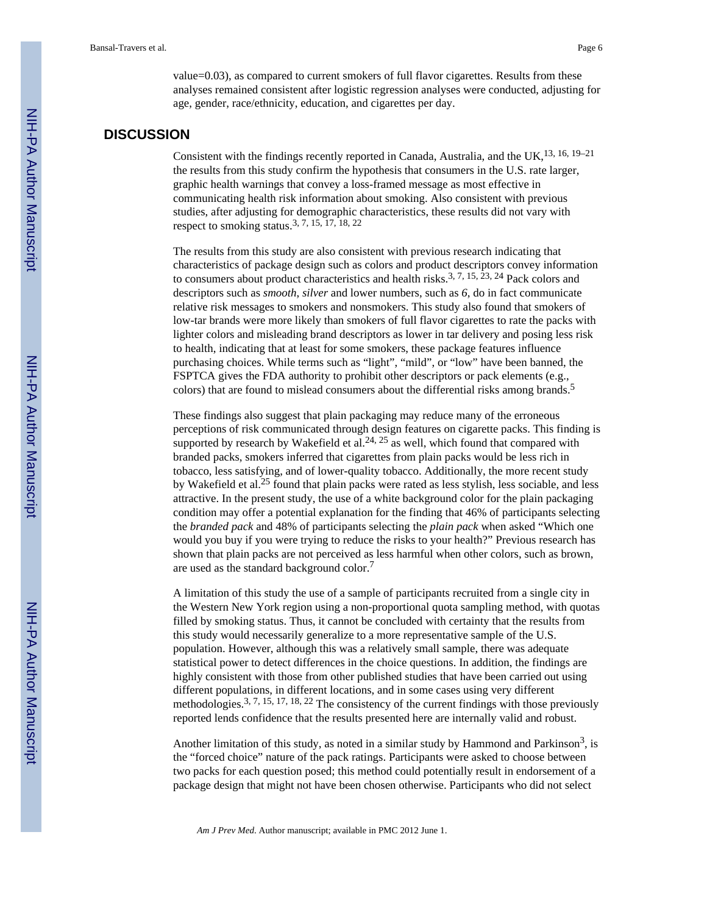value=0.03), as compared to current smokers of full flavor cigarettes. Results from these analyses remained consistent after logistic regression analyses were conducted, adjusting for age, gender, race/ethnicity, education, and cigarettes per day.

## DISCUSSION

Consistent with the findings recently reported in Canada, Australia, and the UK,[13, 16, 19–21] the results from this study confirm the hypothesis that consumers in the U.S. rate larger, graphic health warnings that convey a loss-framed message as most effective in communicating health risk information about smoking. Also consistent with previous studies, after adjusting for demographic characteristics, these results did not vary with respect to smoking status.[3, 7, 15, 17, 18, 22]

The results from this study are also consistent with previous research indicating that characteristics of package design such as colors and product descriptors convey information to consumers about product characteristics and health risks.[3, 7, 15, 23, 24] Pack colors and descriptors such as *smooth*, *silver* and lower numbers, such as *6*, do in fact communicate relative risk messages to smokers and nonsmokers. This study also found that smokers of low-tar brands were more likely than smokers of full flavor cigarettes to rate the packs with lighter colors and misleading brand descriptors as lower in tar delivery and posing less risk to health, indicating that at least for some smokers, these package features influence purchasing choices. While terms such as "light", "mild", or "low" have been banned, the FSPTCA gives the FDA authority to prohibit other descriptors or pack elements (e.g., colors) that are found to mislead consumers about the differential risks among brands.[5]

These findings also suggest that plain packaging may reduce many of the erroneous perceptions of risk communicated through design features on cigarette packs. This finding is supported by research by Wakefield et al.[24, 25] as well, which found that compared with branded packs, smokers inferred that cigarettes from plain packs would be less rich in tobacco, less satisfying, and of lower-quality tobacco. Additionally, the more recent study by Wakefield et al.[25] found that plain packs were rated as less stylish, less sociable, and less attractive. In the present study, the use of a white background color for the plain packaging condition may offer a potential explanation for the finding that 46% of participants selecting the *branded pack* and 48% of participants selecting the *plain pack* when asked "Which one would you buy if you were trying to reduce the risks to your health?" Previous research has shown that plain packs are not perceived as less harmful when other colors, such as brown, are used as the standard background color.[7]

A limitation of this study the use of a sample of participants recruited from a single city in the Western New York region using a non-proportional quota sampling method, with quotas filled by smoking status. Thus, it cannot be concluded with certainty that the results from this study would necessarily generalize to a more representative sample of the U.S. population. However, although this was a relatively small sample, there was adequate statistical power to detect differences in the choice questions. In addition, the findings are highly consistent with those from other published studies that have been carried out using different populations, in different locations, and in some cases using very different methodologies.[3, 7, 15, 17, 18, 22] The consistency of the current findings with those previously reported lends confidence that the results presented here are internally valid and robust.

Another limitation of this study, as noted in a similar study by Hammond and Parkinson[3], is the "forced choice" nature of the pack ratings. Participants were asked to choose between two packs for each question posed; this method could potentially result in endorsement of a package design that might not have been chosen otherwise. Participants who did not select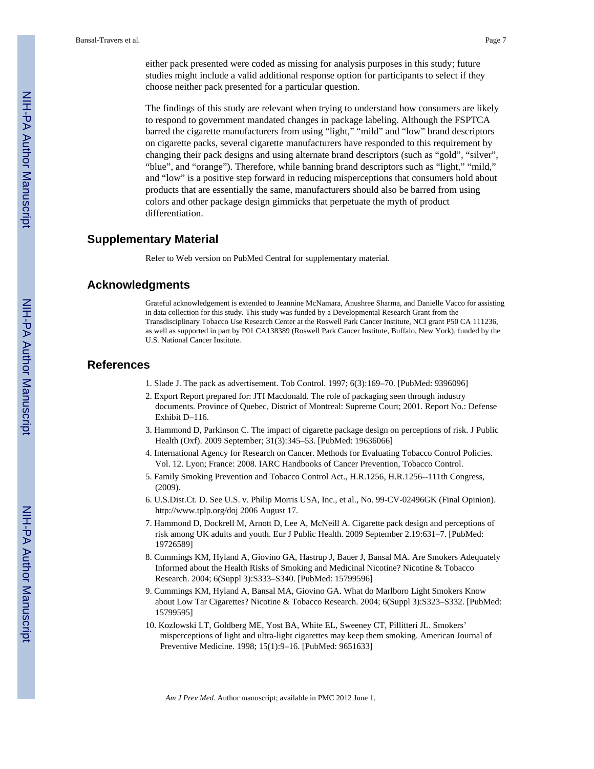either pack presented were coded as missing for analysis purposes in this study; future studies might include a valid additional response option for participants to select if they choose neither pack presented for a particular question.

The findings of this study are relevant when trying to understand how consumers are likely to respond to government mandated changes in package labeling. Although the FSPTCA barred the cigarette manufacturers from using "light," "mild" and "low" brand descriptors on cigarette packs, several cigarette manufacturers have responded to this requirement by changing their pack designs and using alternate brand descriptors (such as "gold", "silver", "blue", and "orange"). Therefore, while banning brand descriptors such as "light," "mild," and "low" is a positive step forward in reducing misperceptions that consumers hold about products that are essentially the same, manufacturers should also be barred from using colors and other package design gimmicks that perpetuate the myth of product differentiation.

## Supplementary Material

Refer to Web version on PubMed Central for supplementary material.

## Acknowledgments

Grateful acknowledgement is extended to Jeannine McNamara, Anushree Sharma, and Danielle Vacco for assisting in data collection for this study. This study was funded by a Developmental Research Grant from the Transdisciplinary Tobacco Use Research Center at the Roswell Park Cancer Institute, NCI grant P50 CA 111236, as well as supported in part by P01 CA138389 (Roswell Park Cancer Institute, Buffalo, New York), funded by the U.S. National Cancer Institute.

## References

1. Slade J. The pack as advertisement. Tob Control. 1997; 6(3):169–70. [PubMed: 9396096]
2. Export Report prepared for: JTI Macdonald. The role of packaging seen through industry documents. Province of Quebec, District of Montreal: Supreme Court; 2001. Report No.: Defense Exhibit D–116.
3. Hammond D, Parkinson C. The impact of cigarette package design on perceptions of risk. J Public Health (Oxf). 2009 September; 31(3):345–53. [PubMed: 19636066]
4. International Agency for Research on Cancer. Methods for Evaluating Tobacco Control Policies. Vol. 12. Lyon; France: 2008. IARC Handbooks of Cancer Prevention, Tobacco Control.
5. Family Smoking Prevention and Tobacco Control Act., H.R.1256, H.R.1256--111th Congress, (2009).
6. U.S.Dist.Ct. D. See U.S. v. Philip Morris USA, Inc., et al., No. 99-CV-02496GK (Final Opinion). http://www.tplp.org/doj 2006 August 17.
7. Hammond D, Dockrell M, Arnott D, Lee A, McNeill A. Cigarette pack design and perceptions of risk among UK adults and youth. Eur J Public Health. 2009 September 2.19:631–7. [PubMed: 19726589]
8. Cummings KM, Hyland A, Giovino GA, Hastrup J, Bauer J, Bansal MA. Are Smokers Adequately Informed about the Health Risks of Smoking and Medicinal Nicotine? Nicotine & Tobacco Research. 2004; 6(Suppl 3):S333–S340. [PubMed: 15799596]
9. Cummings KM, Hyland A, Bansal MA, Giovino GA. What do Marlboro Light Smokers Know about Low Tar Cigarettes? Nicotine & Tobacco Research. 2004; 6(Suppl 3):S323–S332. [PubMed: 15799595]
10. Kozlowski LT, Goldberg ME, Yost BA, White EL, Sweeney CT, Pillitteri JL. Smokers' misperceptions of light and ultra-light cigarettes may keep them smoking. American Journal of Preventive Medicine. 1998; 15(1):9–16. [PubMed: 9651633]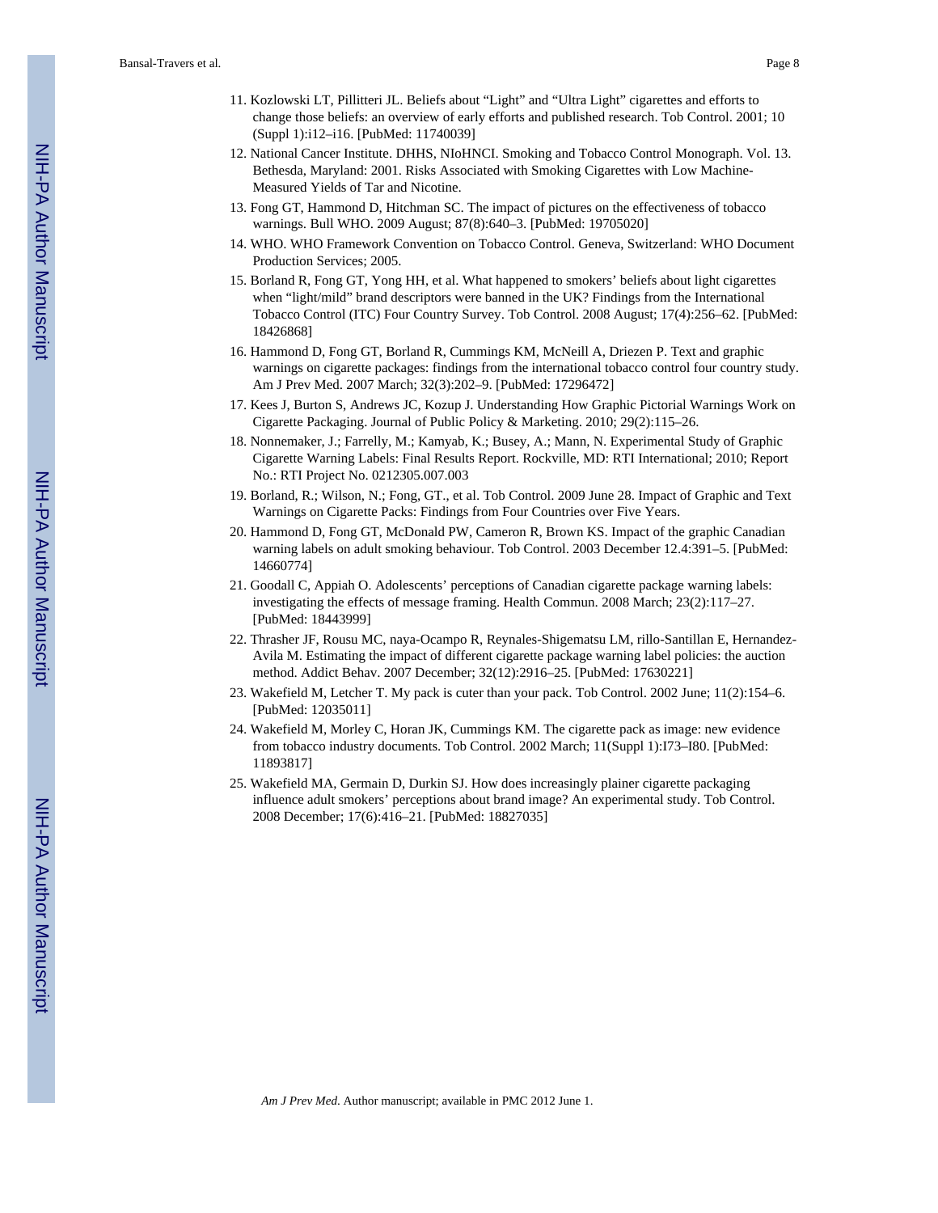11. Kozlowski LT, Pillitteri JL. Beliefs about "Light" and "Ultra Light" cigarettes and efforts to change those beliefs: an overview of early efforts and published research. Tob Control. 2001; 10 (Suppl 1):i12–i16. [PubMed: 11740039]
12. National Cancer Institute. DHHS, NIoHNCI. Smoking and Tobacco Control Monograph. Vol. 13. Bethesda, Maryland: 2001. Risks Associated with Smoking Cigarettes with Low Machine-Measured Yields of Tar and Nicotine.
13. Fong GT, Hammond D, Hitchman SC. The impact of pictures on the effectiveness of tobacco warnings. Bull WHO. 2009 August; 87(8):640–3. [PubMed: 19705020]
14. WHO. WHO Framework Convention on Tobacco Control. Geneva, Switzerland: WHO Document Production Services; 2005.
15. Borland R, Fong GT, Yong HH, et al. What happened to smokers' beliefs about light cigarettes when "light/mild" brand descriptors were banned in the UK? Findings from the International Tobacco Control (ITC) Four Country Survey. Tob Control. 2008 August; 17(4):256–62. [PubMed: 18426868]
16. Hammond D, Fong GT, Borland R, Cummings KM, McNeill A, Driezen P. Text and graphic warnings on cigarette packages: findings from the international tobacco control four country study. Am J Prev Med. 2007 March; 32(3):202–9. [PubMed: 17296472]
17. Kees J, Burton S, Andrews JC, Kozup J. Understanding How Graphic Pictorial Warnings Work on Cigarette Packaging. Journal of Public Policy & Marketing. 2010; 29(2):115–26.
18. Nonnemaker, J.; Farrelly, M.; Kamyab, K.; Busey, A.; Mann, N. Experimental Study of Graphic Cigarette Warning Labels: Final Results Report. Rockville, MD: RTI International; 2010; Report No.: RTI Project No. 0212305.007.003
19. Borland, R.; Wilson, N.; Fong, GT., et al. Tob Control. 2009 June 28. Impact of Graphic and Text Warnings on Cigarette Packs: Findings from Four Countries over Five Years.
20. Hammond D, Fong GT, McDonald PW, Cameron R, Brown KS. Impact of the graphic Canadian warning labels on adult smoking behaviour. Tob Control. 2003 December 12.4:391–5. [PubMed: 14660774]
21. Goodall C, Appiah O. Adolescents' perceptions of Canadian cigarette package warning labels: investigating the effects of message framing. Health Commun. 2008 March; 23(2):117–27. [PubMed: 18443999]
22. Thrasher JF, Rousu MC, naya-Ocampo R, Reynales-Shigematsu LM, rillo-Santillan E, Hernandez-Avila M. Estimating the impact of different cigarette package warning label policies: the auction method. Addict Behav. 2007 December; 32(12):2916–25. [PubMed: 17630221]
23. Wakefield M, Letcher T. My pack is cuter than your pack. Tob Control. 2002 June; 11(2):154–6. [PubMed: 12035011]
24. Wakefield M, Morley C, Horan JK, Cummings KM. The cigarette pack as image: new evidence from tobacco industry documents. Tob Control. 2002 March; 11(Suppl 1):I73–I80. [PubMed: 11893817]
25. Wakefield MA, Germain D, Durkin SJ. How does increasingly plainer cigarette packaging influence adult smokers' perceptions about brand image? An experimental study. Tob Control. 2008 December; 17(6):416–21. [PubMed: 18827035]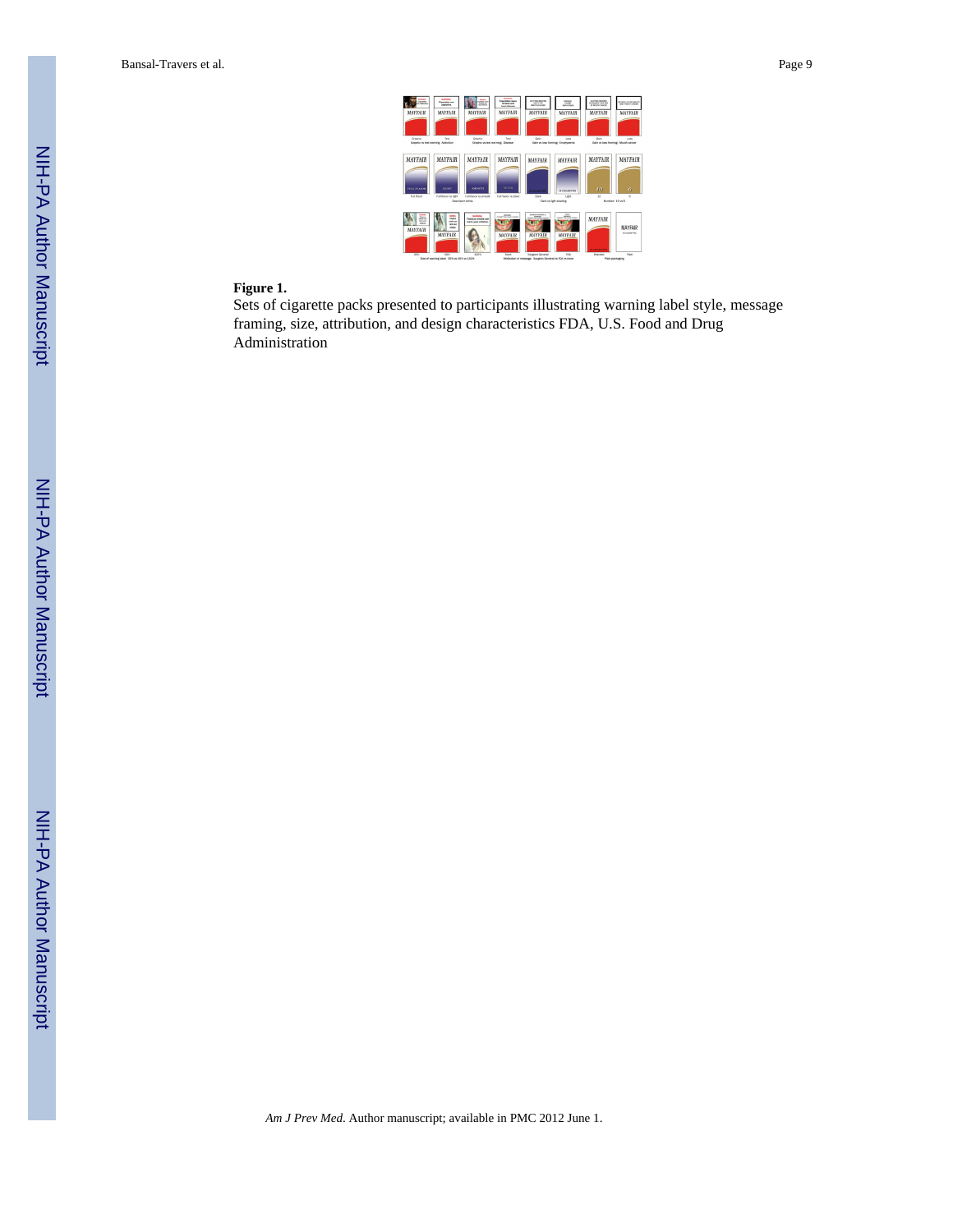**Figure 1.**

Sets of cigarette packs presented to participants illustrating warning label style, message framing, size, attribution, and design characteristics FDA, U.S. Food and Drug Administration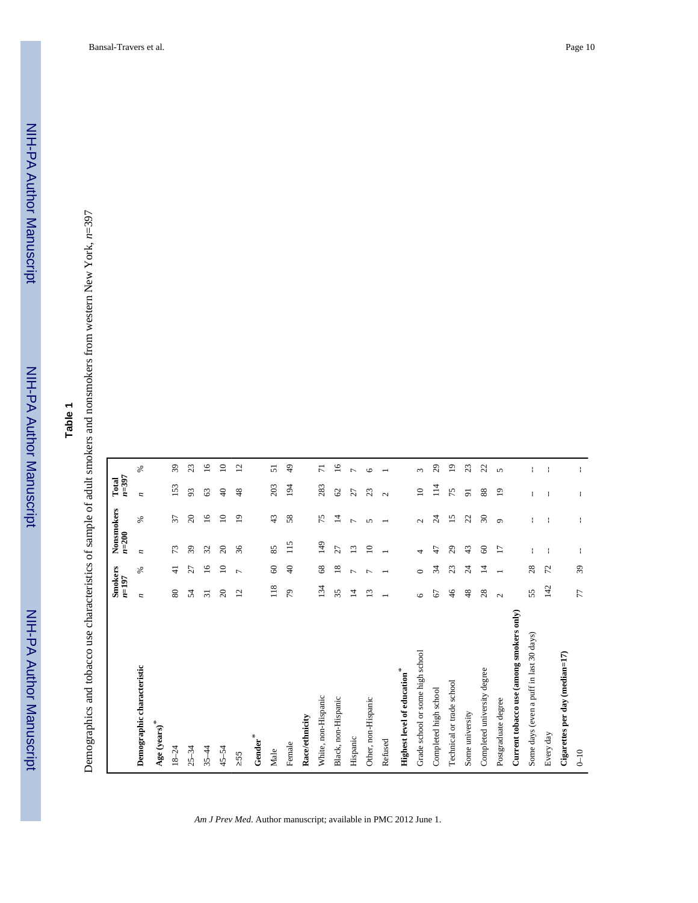**Table 1**

Demographics and tobacco use characteristics of sample of adult smokers and nonsmokers from western New York, $n$=397

| Demographic characteristic | Smokers $n$=197 | | Nonsmokers $n$=200 | | Total $n$=397 | |
|---|---|---|---|---|---|---|
| | $n$ | % | $n$ | % | $n$ | % |
| **Age (years)*** | | | | | | |
| 18–24 | 80 | 41 | 73 | 37 | 153 | 39 |
| 25–34 | 54 | 27 | 39 | 20 | 93 | 23 |
| 35–44 | 31 | 16 | 32 | 16 | 63 | 16 |
| 45–54 | 20 | 10 | 20 | 10 | 40 | 10 |
| ≥55 | 12 | 7 | 36 | 19 | 48 | 12 |
| **Gender*** | | | | | | |
| Male | 118 | 60 | 85 | 43 | 203 | 51 |
| Female | 79 | 40 | 115 | 58 | 194 | 49 |
| **Race/ethnicity** | | | | | | |
| White, non-Hispanic | 134 | 68 | 149 | 75 | 283 | 71 |
| Black, non-Hispanic | 35 | 18 | 27 | 14 | 62 | 16 |
| Hispanic | 14 | 7 | 13 | 7 | 27 | 7 |
| Other, non-Hispanic | 13 | 7 | 10 | 5 | 23 | 6 |
| Refused | 1 | 1 | 1 | 1 | 2 | 1 |
| **Highest level of education*** | | | | | | |
| Grade school or some high school | 6 | 0 | 4 | 2 | 10 | 3 |
| Completed high school | 67 | 34 | 47 | 24 | 114 | 29 |
| Technical or trade school | 46 | 23 | 29 | 15 | 75 | 19 |
| Some university | 48 | 24 | 43 | 22 | 91 | 23 |
| Completed university degree | 28 | 14 | 60 | 30 | 88 | 22 |
| Postgraduate degree | 2 | 1 | 17 | 9 | 19 | 5 |
| **Current tobacco use (among smokers only)** | | | | | | |
| Some days (even a puff in last 30 days) | 55 | 28 | -- | -- | -- | -- |
| Every day | 142 | 72 | -- | -- | -- | -- |
| **Cigarettes per day (median=17)** | | | | | | |
| 0–10 | 77 | 39 | -- | -- | -- | -- |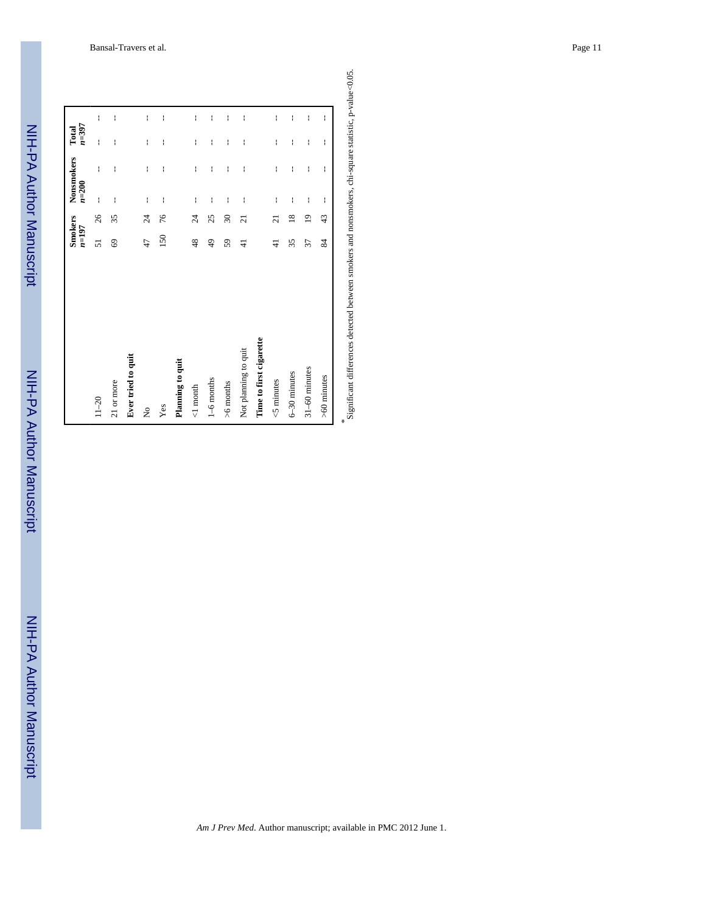| | Smokers $n$=197 | | Nonsmokers $n$=200 | | Total $n$=397 | |
|---|---|---|---|---|---|---|
| 11–20 | 51 | 26 | -- | -- | -- | -- |
| 21 or more | 69 | 35 | -- | -- | -- | -- |
| **Ever tried to quit** | | | | | | |
| No | 47 | 24 | -- | -- | -- | -- |
| Yes | 150 | 76 | -- | -- | -- | -- |
| **Planning to quit** | | | | | | |
| <1 month | 48 | 24 | -- | -- | -- | -- |
| 1–6 months | 49 | 25 | -- | -- | -- | -- |
| >6 months | 59 | 30 | -- | -- | -- | -- |
| Not planning to quit | 41 | 21 | -- | -- | -- | -- |
| **Time to first cigarette** | | | | | | |
| <5 minutes | 41 | 21 | -- | -- | -- | -- |
| 6–30 minutes | 35 | 18 | -- | -- | -- | -- |
| 31–60 minutes | 37 | 19 | -- | -- | -- | -- |
| >60 minutes | 84 | 43 | -- | -- | -- | -- |

*Significant differences detected between smokers and nonsmokers, chi-square statistic, p-value<0.05.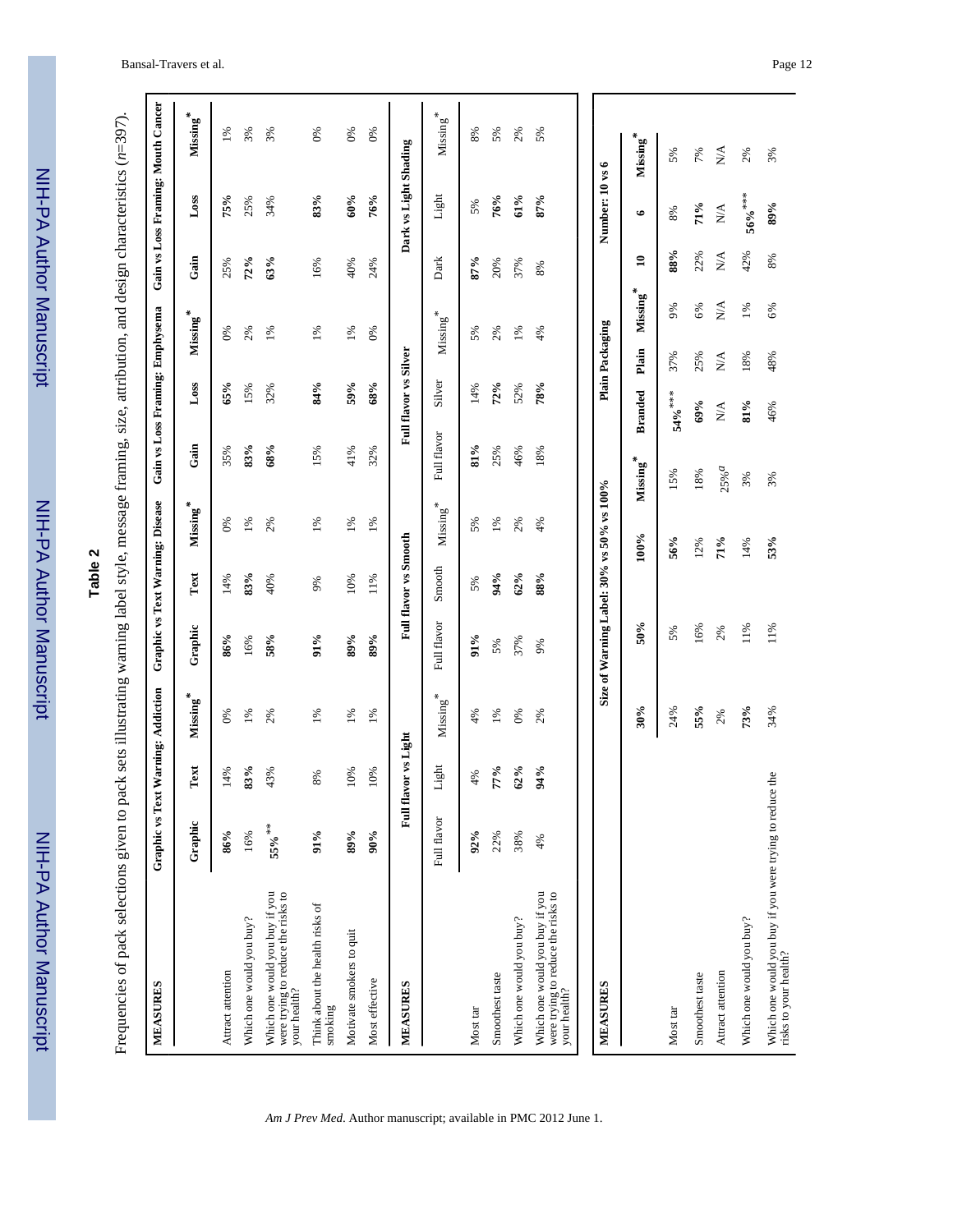**Table 2**

Frequencies of pack selections given to pack sets illustrating warning label style, message framing, size, attribution, and design characteristics ($n$=397).

| MEASURES | Graphic vs Text Warning: Addiction | | | Graphic vs Text Warning: Disease | | | Gain vs Loss Framing: Emphysema | | | Gain vs Loss Framing: Mouth Cancer | | |
|---|---|---|---|---|---|---|---|---|---|---|---|---|
| | Graphic | Text | Missing* | Graphic | Text | Missing* | Gain | Loss | Missing* | Gain | Loss | Missing* |
| Attract attention | **86%** | 14% | 0% | **86%** | 14% | 0% | 35% | **65%** | 0% | 25% | **75%** | 1% |
| Which one would you buy? | 16% | **83%** | 1% | 16% | **83%** | 1% | **83%** | 15% | 2% | **72%** | 25% | 3% |
| Which one would you buy if you were trying to reduce the risks to your health? | **55%**[**] | 43% | 2% | **58%** | 40% | 2% | **68%** | 32% | 1% | **63%** | 34% | 3% |
| Think about the health risks of smoking | **91%** | 8% | 1% | **91%** | 9% | 1% | 15% | **84%** | 1% | 16% | **83%** | 0% |
| Motivate smokers to quit | **89%** | 10% | 1% | **89%** | 10% | 1% | 41% | **59%** | 1% | 40% | **60%** | 0% |
| Most effective | **90%** | 10% | 1% | **89%** | 11% | 1% | 32% | **68%** | 0% | 24% | **76%** | 0% |

| MEASURES | Full flavor vs Light | | | Full flavor vs Smooth | | | Full flavor vs Silver | | | Dark vs Light Shading | | |
|---|---|---|---|---|---|---|---|---|---|---|---|---|
| | Full flavor | Light | Missing* | Full flavor | Smooth | Missing* | Full flavor | Silver | Missing* | Dark | Light | Missing* |
| Most tar | **92%** | 4% | 4% | **91%** | 5% | 5% | **81%** | 14% | 5% | **87%** | 5% | 8% |
| Smoothest taste | 22% | **77%** | 1% | 5% | **94%** | 1% | 25% | **72%** | 2% | 20% | **76%** | 5% |
| Which one would you buy? | 38% | **62%** | 0% | 37% | **62%** | 2% | 46% | 52% | 1% | 37% | **61%** | 2% |
| Which one would you buy if you were trying to reduce the risks to your health? | 4% | **94%** | 2% | 9% | **88%** | 4% | 18% | **78%** | 4% | 8% | **87%** | 5% |

| MEASURES | Size of Warning Label: 30% vs 50% vs 100% | | | | Plain Packaging | | | Number: 10 vs 6 | | |
|---|---|---|---|---|---|---|---|---|---|---|
| | 30% | 50% | 100% | Missing* | Branded | Plain | Missing* | 10 | 6 | Missing* |
| Most tar | 24% | 5% | **56%** | 15% | **54%**[***] | 37% | 9% | **88%** | 8% | 5% |
| Smoothest taste | **55%** | 16% | 12% | 18% | **69%** | 25% | 6% | 22% | **71%** | 7% |
| Attract attention | 2% | 2% | **71%** | 25%[a] | N/A | N/A | N/A | N/A | N/A | N/A |
| Which one would you buy? | **73%** | 11% | 14% | 3% | **81%** | 18% | 1% | 42% | **56%**[***] | 2% |
| Which one would you buy if you were trying to reduce the risks to your health? | 34% | 11% | **53%** | 3% | 46% | 48% | 6% | 8% | **89%** | 3% |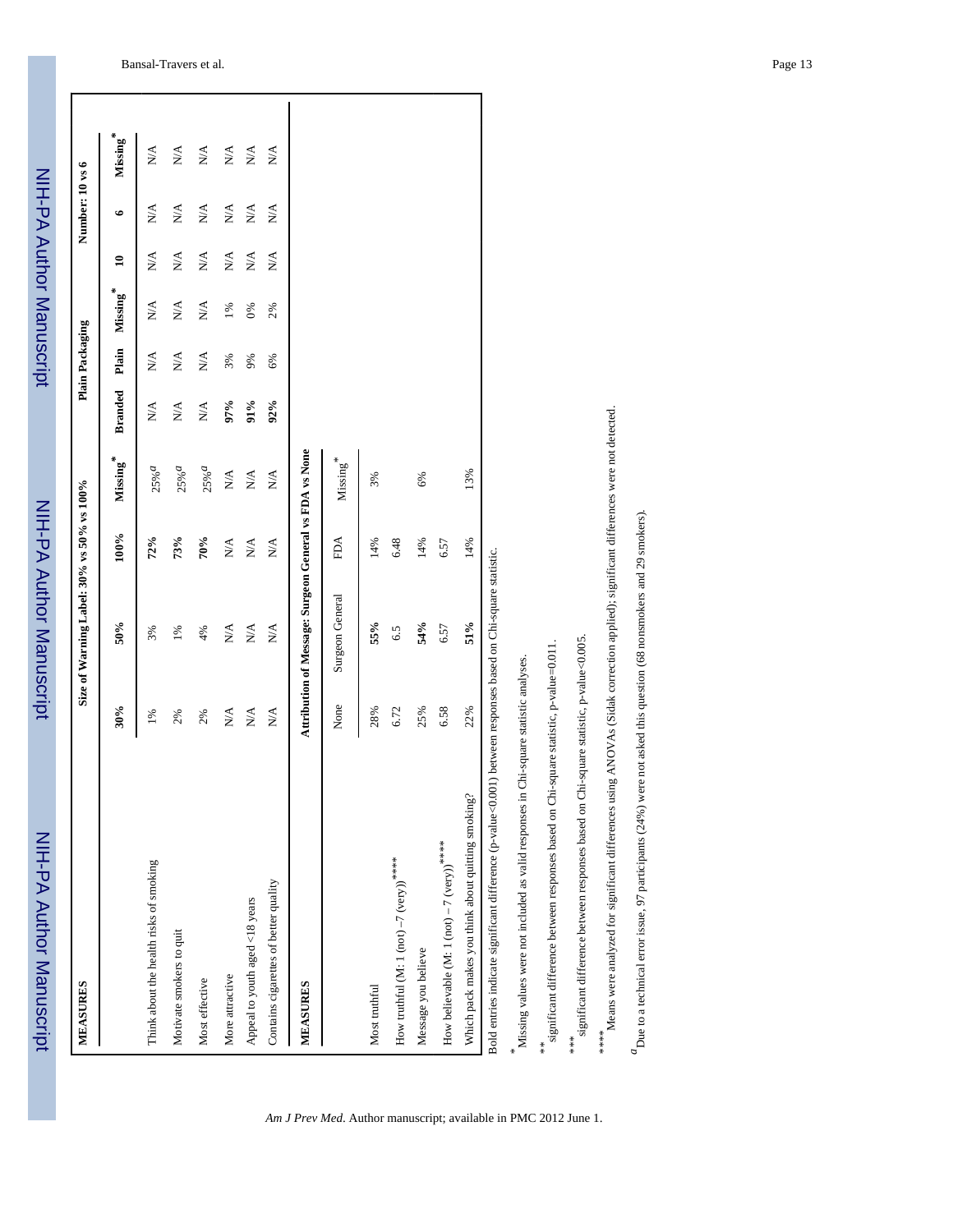| MEASURES | Size of Warning Label: 30% vs 50% vs 100% | | | | Plain Packaging | | | Number: 10 vs 6 | | |
|---|---|---|---|---|---|---|---|---|---|---|
| | 30% | 50% | 100% | Missing* | Branded | Plain | Missing* | 10 | 6 | Missing* |
| Think about the health risks of smoking | 1% | 3% | **72%** | 25%[a] | N/A | N/A | N/A | N/A | N/A | N/A |
| Motivate smokers to quit | 2% | 1% | **73%** | 25%[a] | N/A | N/A | N/A | N/A | N/A | N/A |
| Most effective | 2% | 4% | **70%** | 25%[a] | N/A | N/A | N/A | N/A | N/A | N/A |
| More attractive | N/A | N/A | N/A | N/A | **97%** | 3% | 1% | N/A | N/A | N/A |
| Appeal to youth aged <18 years | N/A | N/A | N/A | N/A | **91%** | 9% | 0% | N/A | N/A | N/A |
| Contains cigarettes of better quality | N/A | N/A | N/A | N/A | **92%** | 6% | 2% | N/A | N/A | N/A |

| MEASURES | Attribution of Message: Surgeon General vs FDA vs None | | | |
|---|---|---|---|---|
| | None | Surgeon General | FDA | Missing* |
| Most truthful | 28% | **55%** | 14% | 3% |
| How truthful (M: 1 (not) –7 (very))**** | 6.72 | 6.5 | 6.48 | |
| Message you believe | 25% | **54%** | 14% | 6% |
| How believable (M: 1 (not) – 7 (very))**** | 6.58 | 6.57 | 6.57 | |
| Which pack makes you think about quitting smoking? | 22% | **51%** | 14% | 13% |

Bold entries indicate significant difference (p-value<0.001) between responses based on Chi-square statistic.

*Missing values were not included as valid responses in Chi-square statistic analyses.

**significant difference between responses based on Chi-square statistic, p-value=0.011.

***significant difference between responses based on Chi-square statistic, p-value<0.005.

****Means were analyzed for significant differences using ANOVAs (Sidak correction applied); significant differences were not detected.

[a]Due to a technical error issue, 97 participants (24%) were not asked this question (68 nonsmokers and 29 smokers).